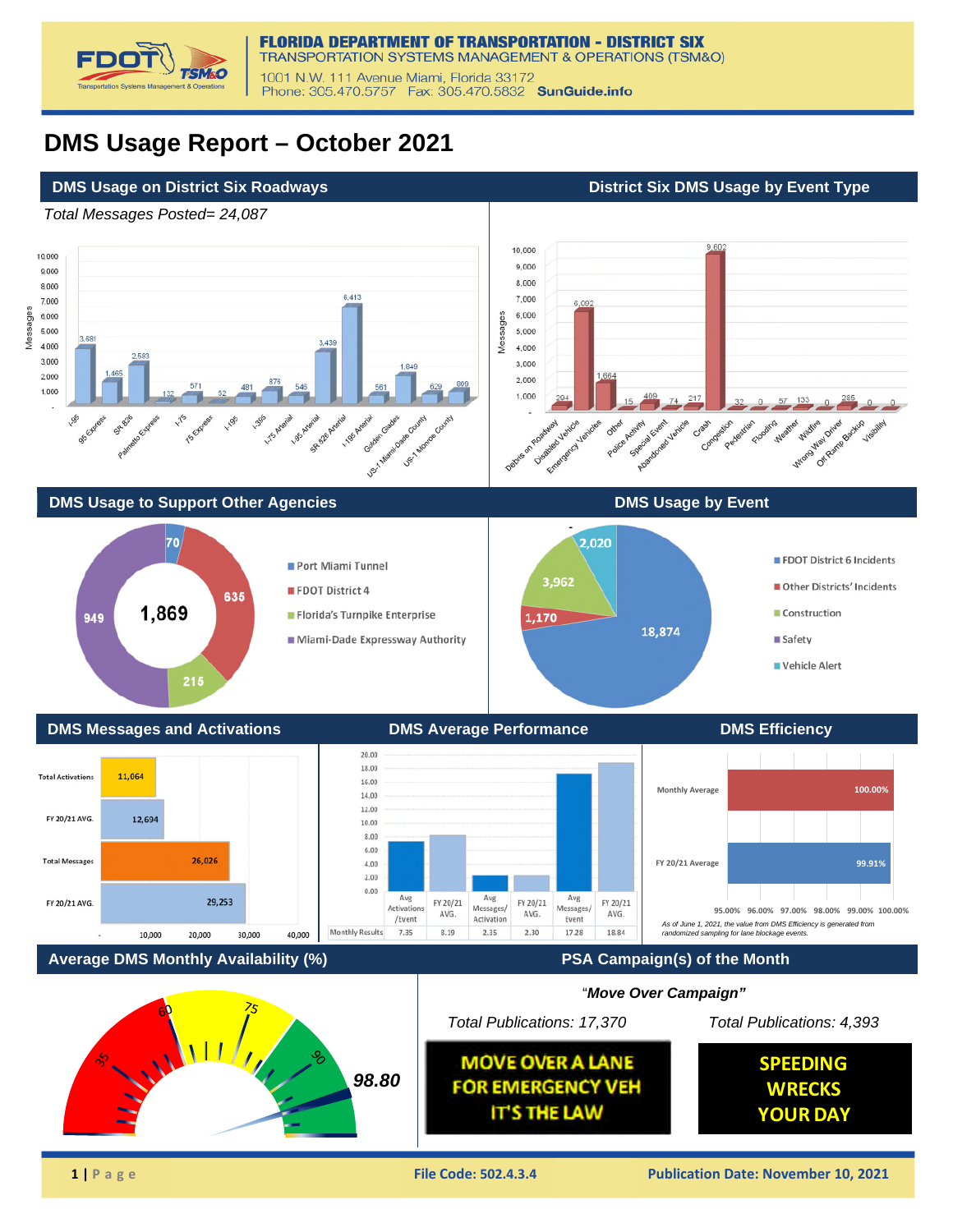**FLORIDA DEPARTMENT OF TRANSPORTATION - DISTRICT SIX**
TRANSPORTATION SYSTEMS MANAGEMENT & OPERATIONS (TSM&O)
1001 N.W. 111 Avenue Miami, Florida 33172
Phone: 305.470.5757 Fax: 305.470.5832 SunGuide.info

# DMS Usage Report – October 2021

## DMS Usage on District Six Roadways

*Total Messages Posted= 24,087*

| Roadway | Messages |
|---|---|
| I-95 | 3,681 |
| 95 Express | 1,465 |
| SR 826 | 2,583 |
| Palmetto Express | 132 |
| I-75 | 571 |
| 75 Express | 52 |
| I-195 | 481 |
| I-395 | 876 |
| I-75 Arterial | 546 |
| I-95 Arterial | 3,439 |
| SR 826 Arterial | 6,413 |
| I-195 Arterial | 561 |
| Golden Glades | 1,849 |
| US-1 Miami-Dade County | 629 |
| US-1 Monroe County | 809 |

## District Six DMS Usage by Event Type

| Event Type | Messages |
|---|---|
| Debris on Roadway | 294 |
| Disabled Vehicle | 6,092 |
| Emergency Vehicles | 1,664 |
| Other | 15 |
| Police Activity | 409 |
| Special Event | 74 |
| Abandoned Vehicle | 217 |
| Crash | 9,602 |
| Congestion | 32 |
| Pedestrian | 0 |
| Flooding | 57 |
| Weather | 133 |
| Wildfire | 0 |
| Wrong Way Driver | 285 |
| Off Ramp Backup | 0 |
| Visibility | 0 |

## DMS Usage to Support Other Agencies

Total: 1,869

| Agency | Messages |
|---|---|
| Port Miami Tunnel | 70 |
| FDOT District 4 | 635 |
| Florida's Turnpike Enterprise | 215 |
| Miami-Dade Expressway Authority | 949 |

## DMS Usage by Event

| Event | Messages |
|---|---|
| FDOT District 6 Incidents | 18,874 |
| Other Districts' Incidents | 1,170 |
| Construction | 3,962 |
| Safety | - |
| Vehicle Alert | 2,020 |

## DMS Messages and Activations

| | Value |
|---|---|
| Total Activations | 11,064 |
| FY 20/21 AVG. | 12,694 |
| Total Messages | 26,026 |
| FY 20/21 AVG. | 29,253 |

## DMS Average Performance

| | Avg Activations /Event | FY 20/21 AVG. | Avg Messages/ Activation | FY 20/21 AVG. | Avg Messages/ Event | FY 20/21 AVG. |
|---|---|---|---|---|---|---|
| Monthly Results | 7.35 | 8.19 | 2.35 | 2.30 | 17.28 | 18.84 |

## DMS Efficiency

| | Efficiency |
|---|---|
| Monthly Average | 100.00% |
| FY 20/21 Average | 99.91% |

*As of June 1, 2021, the value from DMS Efficiency is generated from randomized sampling for lane blockage events.*

## Average DMS Monthly Availability (%)

98.80

## PSA Campaign(s) of the Month

*"Move Over Campaign"*

*Total Publications: 17,370*

MOVE OVER A LANE
FOR EMERGENCY VEH
IT'S THE LAW

*Total Publications: 4,393*

SPEEDING
WRECKS
YOUR DAY

File Code: 502.4.3.4 | Publication Date: November 10, 2021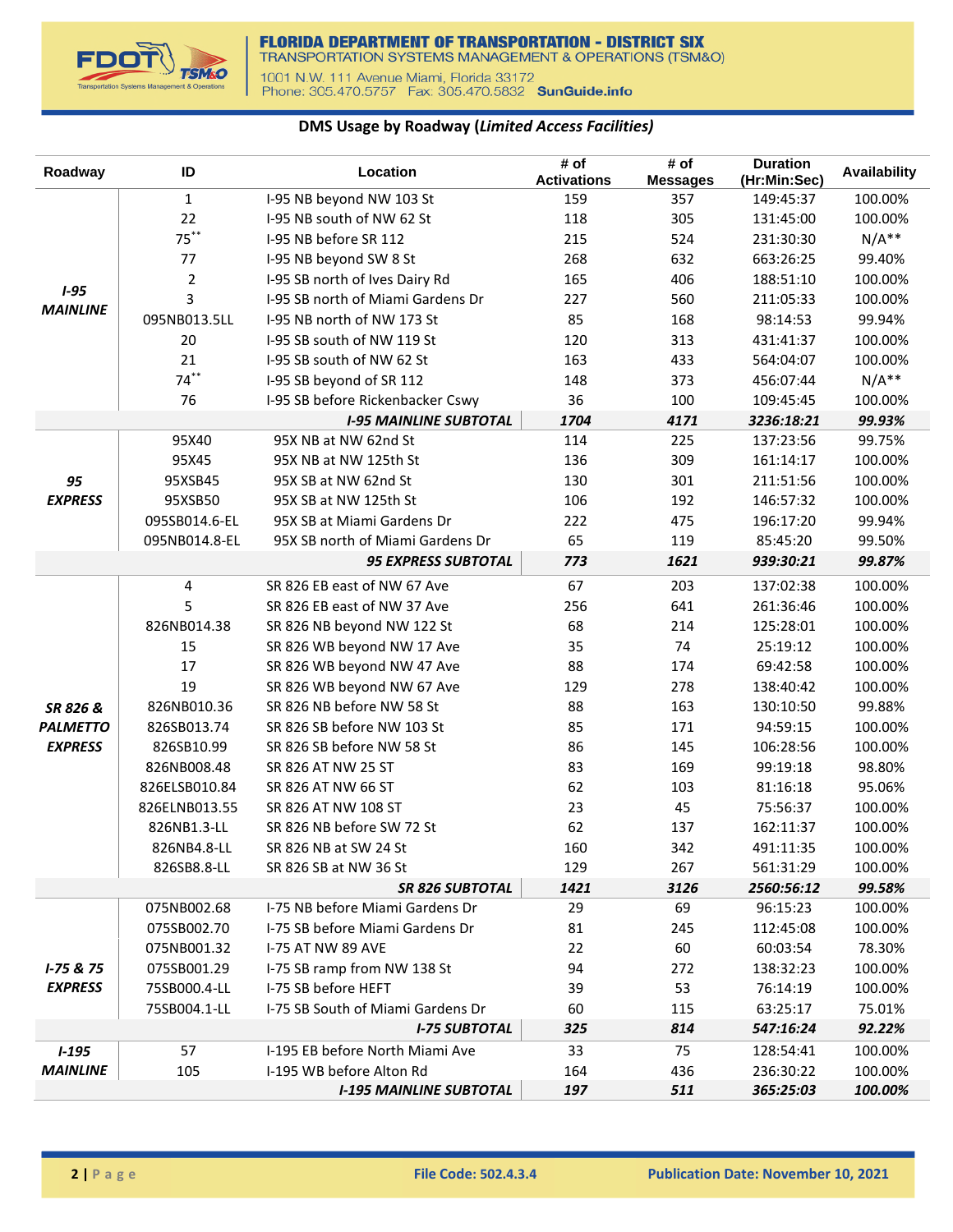## DMS Usage by Roadway (*Limited Access Facilities*)

| Roadway | ID | Location | # of Activations | # of Messages | Duration (Hr:Min:Sec) | Availability |
|---|---|---|---|---|---|---|
| ***I-95 MAINLINE*** | 1 | I-95 NB beyond NW 103 St | 159 | 357 | 149:45:37 | 100.00% |
| | 22 | I-95 NB south of NW 62 St | 118 | 305 | 131:45:00 | 100.00% |
| | 75** | I-95 NB before SR 112 | 215 | 524 | 231:30:30 | N/A** |
| | 77 | I-95 NB beyond SW 8 St | 268 | 632 | 663:26:25 | 99.40% |
| | 2 | I-95 SB north of Ives Dairy Rd | 165 | 406 | 188:51:10 | 100.00% |
| | 3 | I-95 SB north of Miami Gardens Dr | 227 | 560 | 211:05:33 | 100.00% |
| | 095NB013.5LL | I-95 NB north of NW 173 St | 85 | 168 | 98:14:53 | 99.94% |
| | 20 | I-95 SB south of NW 119 St | 120 | 313 | 431:41:37 | 100.00% |
| | 21 | I-95 SB south of NW 62 St | 163 | 433 | 564:04:07 | 100.00% |
| | 74** | I-95 SB beyond of SR 112 | 148 | 373 | 456:07:44 | N/A** |
| | 76 | I-95 SB before Rickenbacker Cswy | 36 | 100 | 109:45:45 | 100.00% |
| | | ***I-95 MAINLINE SUBTOTAL*** | ***1704*** | ***4171*** | ***3236:18:21*** | ***99.93%*** |
| ***95 EXPRESS*** | 95X40 | 95X NB at NW 62nd St | 114 | 225 | 137:23:56 | 99.75% |
| | 95X45 | 95X NB at NW 125th St | 136 | 309 | 161:14:17 | 100.00% |
| | 95XSB45 | 95X SB at NW 62nd St | 130 | 301 | 211:51:56 | 100.00% |
| | 95XSB50 | 95X SB at NW 125th St | 106 | 192 | 146:57:32 | 100.00% |
| | 095SB014.6-EL | 95X SB at Miami Gardens Dr | 222 | 475 | 196:17:20 | 99.94% |
| | 095NB014.8-EL | 95X SB north of Miami Gardens Dr | 65 | 119 | 85:45:20 | 99.50% |
| | | ***95 EXPRESS SUBTOTAL*** | ***773*** | ***1621*** | ***939:30:21*** | ***99.87%*** |
| ***SR 826 & PALMETTO EXPRESS*** | 4 | SR 826 EB east of NW 67 Ave | 67 | 203 | 137:02:38 | 100.00% |
| | 5 | SR 826 EB east of NW 37 Ave | 256 | 641 | 261:36:46 | 100.00% |
| | 826NB014.38 | SR 826 NB beyond NW 122 St | 68 | 214 | 125:28:01 | 100.00% |
| | 15 | SR 826 WB beyond NW 17 Ave | 35 | 74 | 25:19:12 | 100.00% |
| | 17 | SR 826 WB beyond NW 47 Ave | 88 | 174 | 69:42:58 | 100.00% |
| | 19 | SR 826 WB beyond NW 67 Ave | 129 | 278 | 138:40:42 | 100.00% |
| | 826NB010.36 | SR 826 NB before NW 58 St | 88 | 163 | 130:10:50 | 99.88% |
| | 826SB013.74 | SR 826 SB before NW 103 St | 85 | 171 | 94:59:15 | 100.00% |
| | 826SB10.99 | SR 826 SB before NW 58 St | 86 | 145 | 106:28:56 | 100.00% |
| | 826NB008.48 | SR 826 AT NW 25 ST | 83 | 169 | 99:19:18 | 98.80% |
| | 826ELSB010.84 | SR 826 AT NW 66 ST | 62 | 103 | 81:16:18 | 95.06% |
| | 826ELNB013.55 | SR 826 AT NW 108 ST | 23 | 45 | 75:56:37 | 100.00% |
| | 826NB1.3-LL | SR 826 NB before SW 72 St | 62 | 137 | 162:11:37 | 100.00% |
| | 826NB4.8-LL | SR 826 NB at SW 24 St | 160 | 342 | 491:11:35 | 100.00% |
| | 826SB8.8-LL | SR 826 SB at NW 36 St | 129 | 267 | 561:31:29 | 100.00% |
| | | ***SR 826 SUBTOTAL*** | ***1421*** | ***3126*** | ***2560:56:12*** | ***99.58%*** |
| ***I-75 & 75 EXPRESS*** | 075NB002.68 | I-75 NB before Miami Gardens Dr | 29 | 69 | 96:15:23 | 100.00% |
| | 075SB002.70 | I-75 SB before Miami Gardens Dr | 81 | 245 | 112:45:08 | 100.00% |
| | 075NB001.32 | I-75 AT NW 89 AVE | 22 | 60 | 60:03:54 | 78.30% |
| | 075SB001.29 | I-75 SB ramp from NW 138 St | 94 | 272 | 138:32:23 | 100.00% |
| | 75SB000.4-LL | I-75 SB before HEFT | 39 | 53 | 76:14:19 | 100.00% |
| | 75SB004.1-LL | I-75 SB South of Miami Gardens Dr | 60 | 115 | 63:25:17 | 75.01% |
| | | ***I-75 SUBTOTAL*** | ***325*** | ***814*** | ***547:16:24*** | ***92.22%*** |
| ***I-195 MAINLINE*** | 57 | I-195 EB before North Miami Ave | 33 | 75 | 128:54:41 | 100.00% |
| | 105 | I-195 WB before Alton Rd | 164 | 436 | 236:30:22 | 100.00% |
| | | ***I-195 MAINLINE SUBTOTAL*** | ***197*** | ***511*** | ***365:25:03*** | ***100.00%*** |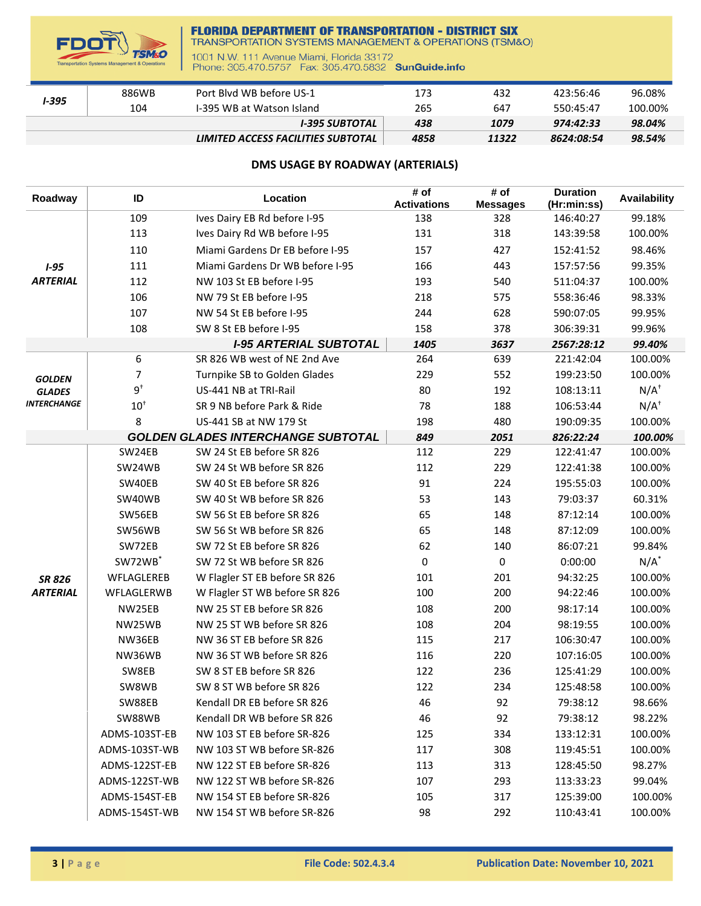| | | | | | | |
|---|---|---|---|---|---|---|
| *I-395* | 886WB | Port Blvd WB before US-1 | 173 | 432 | 423:56:46 | 96.08% |
| | 104 | I-395 WB at Watson Island | 265 | 647 | 550:45:47 | 100.00% |
| | | ***I-395 SUBTOTAL*** | ***438*** | ***1079*** | ***974:42:33*** | ***98.04%*** |
| | | ***LIMITED ACCESS FACILITIES SUBTOTAL*** | ***4858*** | ***11322*** | ***8624:08:54*** | ***98.54%*** |

## DMS USAGE BY ROADWAY (ARTERIALS)

| Roadway | ID | Location | # of Activations | # of Messages | Duration (Hr:min:ss) | Availability |
|---|---|---|---|---|---|---|
| ***I-95 ARTERIAL*** | 109 | Ives Dairy EB Rd before I-95 | 138 | 328 | 146:40:27 | 99.18% |
| | 113 | Ives Dairy Rd WB before I-95 | 131 | 318 | 143:39:58 | 100.00% |
| | 110 | Miami Gardens Dr EB before I-95 | 157 | 427 | 152:41:52 | 98.46% |
| | 111 | Miami Gardens Dr WB before I-95 | 166 | 443 | 157:57:56 | 99.35% |
| | 112 | NW 103 St EB before I-95 | 193 | 540 | 511:04:37 | 100.00% |
| | 106 | NW 79 St EB before I-95 | 218 | 575 | 558:36:46 | 98.33% |
| | 107 | NW 54 St EB before I-95 | 244 | 628 | 590:07:05 | 99.95% |
| | 108 | SW 8 St EB before I-95 | 158 | 378 | 306:39:31 | 99.96% |
| | | ***I-95 ARTERIAL SUBTOTAL*** | ***1405*** | ***3637*** | ***2567:28:12*** | ***99.40%*** |
| ***GOLDEN GLADES INTERCHANGE*** | 6 | SR 826 WB west of NE 2nd Ave | 264 | 639 | 221:42:04 | 100.00% |
| | 7 | Turnpike SB to Golden Glades | 229 | 552 | 199:23:50 | 100.00% |
| | 9† | US-441 NB at TRI-Rail | 80 | 192 | 108:13:11 | N/A† |
| | 10† | SR 9 NB before Park & Ride | 78 | 188 | 106:53:44 | N/A† |
| | 8 | US-441 SB at NW 179 St | 198 | 480 | 190:09:35 | 100.00% |
| | | ***GOLDEN GLADES INTERCHANGE SUBTOTAL*** | ***849*** | ***2051*** | ***826:22:24*** | ***100.00%*** |
| ***SR 826 ARTERIAL*** | SW24EB | SW 24 St EB before SR 826 | 112 | 229 | 122:41:47 | 100.00% |
| | SW24WB | SW 24 St WB before SR 826 | 112 | 229 | 122:41:38 | 100.00% |
| | SW40EB | SW 40 St EB before SR 826 | 91 | 224 | 195:55:03 | 100.00% |
| | SW40WB | SW 40 St WB before SR 826 | 53 | 143 | 79:03:37 | 60.31% |
| | SW56EB | SW 56 St EB before SR 826 | 65 | 148 | 87:12:14 | 100.00% |
| | SW56WB | SW 56 St WB before SR 826 | 65 | 148 | 87:12:09 | 100.00% |
| | SW72EB | SW 72 St EB before SR 826 | 62 | 140 | 86:07:21 | 99.84% |
| | SW72WB* | SW 72 St WB before SR 826 | 0 | 0 | 0:00:00 | N/A* |
| | WFLAGLEREB | W Flagler ST EB before SR 826 | 101 | 201 | 94:32:25 | 100.00% |
| | WFLAGLERWB | W Flagler ST WB before SR 826 | 100 | 200 | 94:22:46 | 100.00% |
| | NW25EB | NW 25 ST EB before SR 826 | 108 | 200 | 98:17:14 | 100.00% |
| | NW25WB | NW 25 ST WB before SR 826 | 108 | 204 | 98:19:55 | 100.00% |
| | NW36EB | NW 36 ST EB before SR 826 | 115 | 217 | 106:30:47 | 100.00% |
| | NW36WB | NW 36 ST WB before SR 826 | 116 | 220 | 107:16:05 | 100.00% |
| | SW8EB | SW 8 ST EB before SR 826 | 122 | 236 | 125:41:29 | 100.00% |
| | SW8WB | SW 8 ST WB before SR 826 | 122 | 234 | 125:48:58 | 100.00% |
| | SW88EB | Kendall DR EB before SR 826 | 46 | 92 | 79:38:12 | 98.66% |
| | SW88WB | Kendall DR WB before SR 826 | 46 | 92 | 79:38:12 | 98.22% |
| | ADMS-103ST-EB | NW 103 ST EB before SR-826 | 125 | 334 | 133:12:31 | 100.00% |
| | ADMS-103ST-WB | NW 103 ST WB before SR-826 | 117 | 308 | 119:45:51 | 100.00% |
| | ADMS-122ST-EB | NW 122 ST EB before SR-826 | 113 | 313 | 128:45:50 | 98.27% |
| | ADMS-122ST-WB | NW 122 ST WB before SR-826 | 107 | 293 | 113:33:23 | 99.04% |
| | ADMS-154ST-EB | NW 154 ST EB before SR-826 | 105 | 317 | 125:39:00 | 100.00% |
| | ADMS-154ST-WB | NW 154 ST WB before SR-826 | 98 | 292 | 110:43:41 | 100.00% |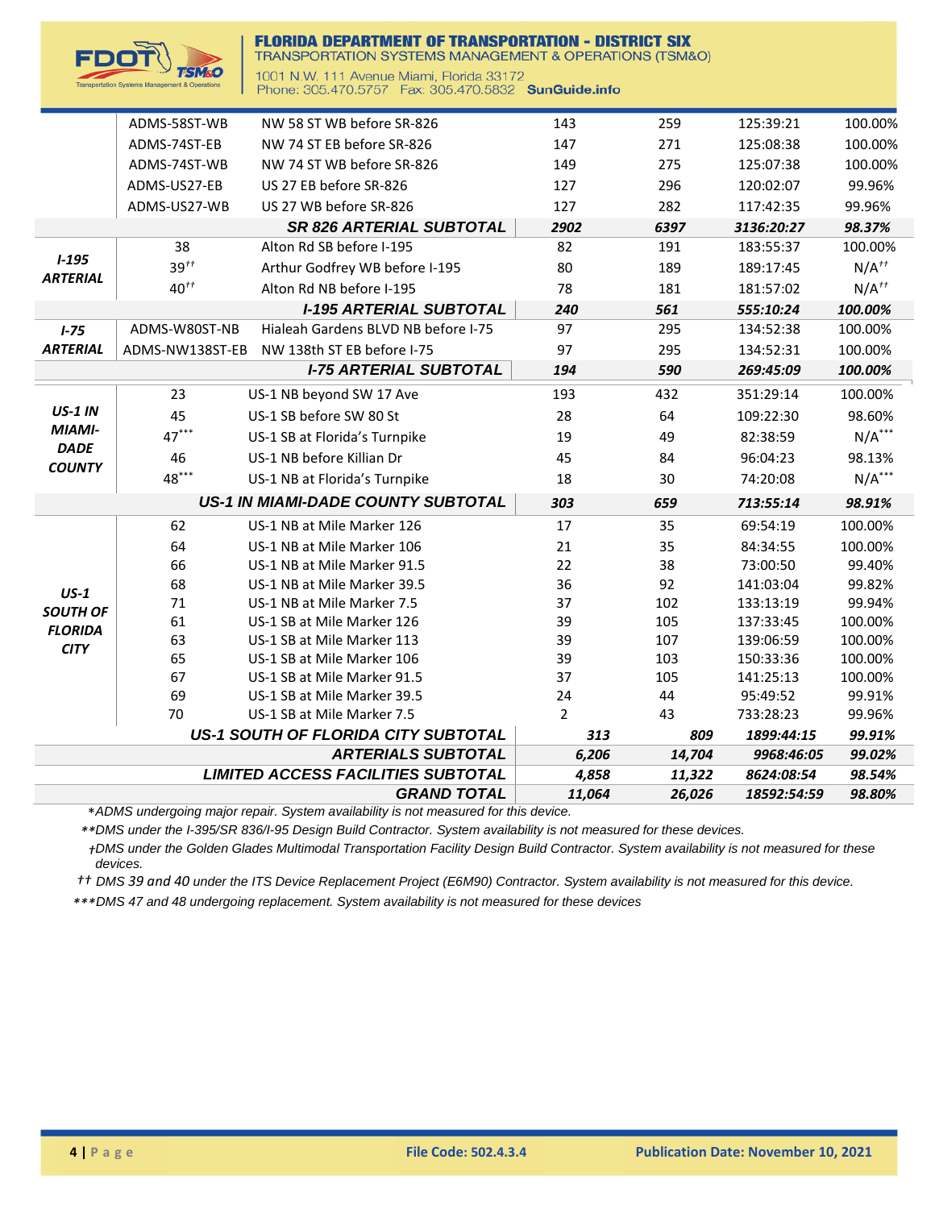| | | | | | | |
|---|---|---|---|---|---|---|
| | ADMS-58ST-WB | NW 58 ST WB before SR-826 | 143 | 259 | 125:39:21 | 100.00% |
| | ADMS-74ST-EB | NW 74 ST EB before SR-826 | 147 | 271 | 125:08:38 | 100.00% |
| | ADMS-74ST-WB | NW 74 ST WB before SR-826 | 149 | 275 | 125:07:38 | 100.00% |
| | ADMS-US27-EB | US 27 EB before SR-826 | 127 | 296 | 120:02:07 | 99.96% |
| | ADMS-US27-WB | US 27 WB before SR-826 | 127 | 282 | 117:42:35 | 99.96% |
| | | ***SR 826 ARTERIAL SUBTOTAL*** | ***2902*** | ***6397*** | ***3136:20:27*** | ***98.37%*** |
| ***I-195 ARTERIAL*** | 38 | Alton Rd SB before I-195 | 82 | 191 | 183:55:37 | 100.00% |
| | 39[††] | Arthur Godfrey WB before I-195 | 80 | 189 | 189:17:45 | N/A[††] |
| | 40[††] | Alton Rd NB before I-195 | 78 | 181 | 181:57:02 | N/A[††] |
| | | ***I-195 ARTERIAL SUBTOTAL*** | ***240*** | ***561*** | ***555:10:24*** | ***100.00%*** |
| ***I-75 ARTERIAL*** | ADMS-W80ST-NB | Hialeah Gardens BLVD NB before I-75 | 97 | 295 | 134:52:38 | 100.00% |
| | ADMS-NW138ST-EB | NW 138th ST EB before I-75 | 97 | 295 | 134:52:31 | 100.00% |
| | | ***I-75 ARTERIAL SUBTOTAL*** | ***194*** | ***590*** | ***269:45:09*** | ***100.00%*** |
| ***US-1 IN MIAMI-DADE COUNTY*** | 23 | US-1 NB beyond SW 17 Ave | 193 | 432 | 351:29:14 | 100.00% |
| | 45 | US-1 SB before SW 80 St | 28 | 64 | 109:22:30 | 98.60% |
| | 47[***] | US-1 SB at Florida's Turnpike | 19 | 49 | 82:38:59 | N/A[***] |
| | 46 | US-1 NB before Killian Dr | 45 | 84 | 96:04:23 | 98.13% |
| | 48[***] | US-1 NB at Florida's Turnpike | 18 | 30 | 74:20:08 | N/A[***] |
| | | ***US-1 IN MIAMI-DADE COUNTY SUBTOTAL*** | ***303*** | ***659*** | ***713:55:14*** | ***98.91%*** |
| ***US-1 SOUTH OF FLORIDA CITY*** | 62 | US-1 NB at Mile Marker 126 | 17 | 35 | 69:54:19 | 100.00% |
| | 64 | US-1 NB at Mile Marker 106 | 21 | 35 | 84:34:55 | 100.00% |
| | 66 | US-1 NB at Mile Marker 91.5 | 22 | 38 | 73:00:50 | 99.40% |
| | 68 | US-1 NB at Mile Marker 39.5 | 36 | 92 | 141:03:04 | 99.82% |
| | 71 | US-1 NB at Mile Marker 7.5 | 37 | 102 | 133:13:19 | 99.94% |
| | 61 | US-1 SB at Mile Marker 126 | 39 | 105 | 137:33:45 | 100.00% |
| | 63 | US-1 SB at Mile Marker 113 | 39 | 107 | 139:06:59 | 100.00% |
| | 65 | US-1 SB at Mile Marker 106 | 39 | 103 | 150:33:36 | 100.00% |
| | 67 | US-1 SB at Mile Marker 91.5 | 37 | 105 | 141:25:13 | 100.00% |
| | 69 | US-1 SB at Mile Marker 39.5 | 24 | 44 | 95:49:52 | 99.91% |
| | 70 | US-1 SB at Mile Marker 7.5 | 2 | 43 | 733:28:23 | 99.96% |
| | | ***US-1 SOUTH OF FLORIDA CITY SUBTOTAL*** | ***313*** | ***809*** | ***1899:44:15*** | ***99.91%*** |
| | | ***ARTERIALS SUBTOTAL*** | ***6,206*** | ***14,704*** | ***9968:46:05*** | ***99.02%*** |
| | | ***LIMITED ACCESS FACILITIES SUBTOTAL*** | ***4,858*** | ***11,322*** | ***8624:08:54*** | ***98.54%*** |
| | | ***GRAND TOTAL*** | ***11,064*** | ***26,026*** | ***18592:54:59*** | ***98.80%*** |

*∗ADMS undergoing major repair. System availability is not measured for this device.*

*∗∗DMS under the I-395/SR 836/I-95 Design Build Contractor. System availability is not measured for these devices.*

*†DMS under the Golden Glades Multimodal Transportation Facility Design Build Contractor. System availability is not measured for these devices.*

*†† DMS 39 and 40 under the ITS Device Replacement Project (E6M90) Contractor. System availability is not measured for this device.*

*∗∗∗DMS 47 and 48 undergoing replacement. System availability is not measured for these devices*